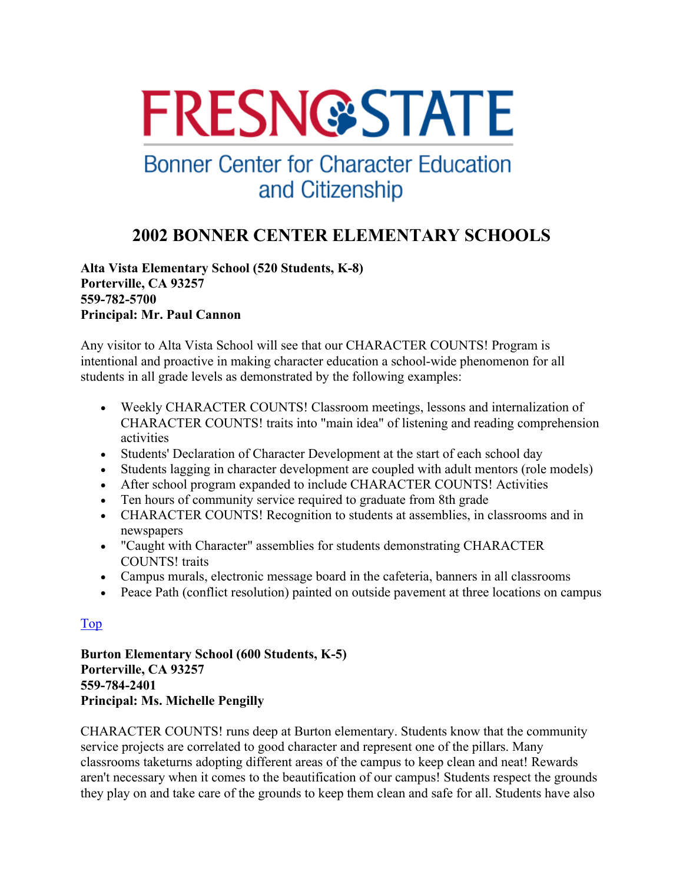FRESNO STATE

Bonner Center for Character Education and Citizenship

# 2002 BONNER CENTER ELEMENTARY SCHOOLS

**Alta Vista Elementary School (520 Students, K-8)**
**Porterville, CA 93257**
**559-782-5700**
**Principal: Mr. Paul Cannon**

Any visitor to Alta Vista School will see that our CHARACTER COUNTS! Program is intentional and proactive in making character education a school-wide phenomenon for all students in all grade levels as demonstrated by the following examples:

- Weekly CHARACTER COUNTS! Classroom meetings, lessons and internalization of CHARACTER COUNTS! traits into "main idea" of listening and reading comprehension activities
- Students' Declaration of Character Development at the start of each school day
- Students lagging in character development are coupled with adult mentors (role models)
- After school program expanded to include CHARACTER COUNTS! Activities
- Ten hours of community service required to graduate from 8th grade
- CHARACTER COUNTS! Recognition to students at assemblies, in classrooms and in newspapers
- "Caught with Character" assemblies for students demonstrating CHARACTER COUNTS! traits
- Campus murals, electronic message board in the cafeteria, banners in all classrooms
- Peace Path (conflict resolution) painted on outside pavement at three locations on campus

Top

**Burton Elementary School (600 Students, K-5)**
**Porterville, CA 93257**
**559-784-2401**
**Principal: Ms. Michelle Pengilly**

CHARACTER COUNTS! runs deep at Burton elementary. Students know that the community service projects are correlated to good character and represent one of the pillars. Many classrooms taketurns adopting different areas of the campus to keep clean and neat! Rewards aren't necessary when it comes to the beautification of our campus! Students respect the grounds they play on and take care of the grounds to keep them clean and safe for all. Students have also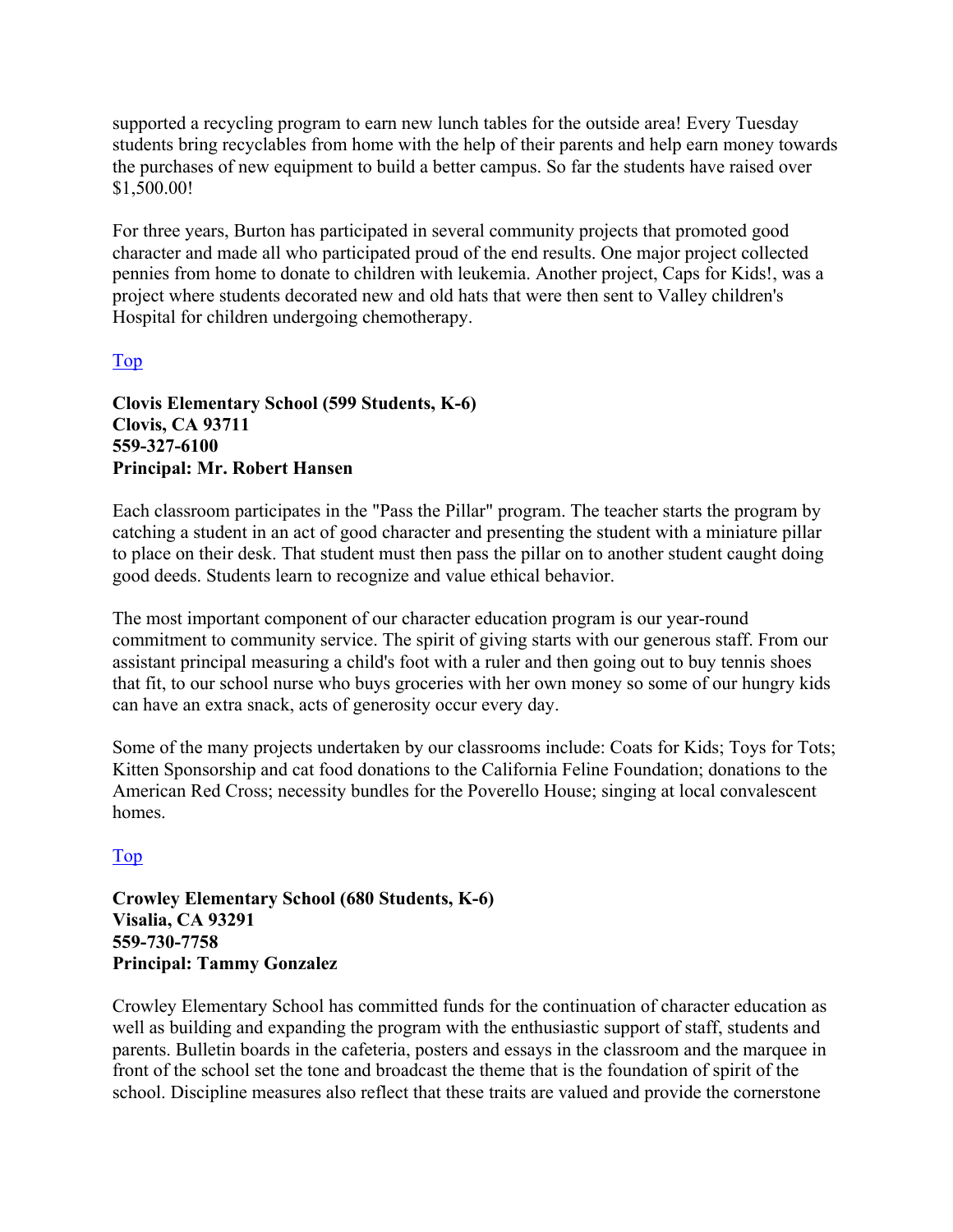supported a recycling program to earn new lunch tables for the outside area! Every Tuesday students bring recyclables from home with the help of their parents and help earn money towards the purchases of new equipment to build a better campus. So far the students have raised over $1,500.00!

For three years, Burton has participated in several community projects that promoted good character and made all who participated proud of the end results. One major project collected pennies from home to donate to children with leukemia. Another project, Caps for Kids!, was a project where students decorated new and old hats that were then sent to Valley children's Hospital for children undergoing chemotherapy.

[Top]

**Clovis Elementary School (599 Students, K-6)**
**Clovis, CA 93711**
**559-327-6100**
**Principal: Mr. Robert Hansen**

Each classroom participates in the "Pass the Pillar" program. The teacher starts the program by catching a student in an act of good character and presenting the student with a miniature pillar to place on their desk. That student must then pass the pillar on to another student caught doing good deeds. Students learn to recognize and value ethical behavior.

The most important component of our character education program is our year-round commitment to community service. The spirit of giving starts with our generous staff. From our assistant principal measuring a child's foot with a ruler and then going out to buy tennis shoes that fit, to our school nurse who buys groceries with her own money so some of our hungry kids can have an extra snack, acts of generosity occur every day.

Some of the many projects undertaken by our classrooms include: Coats for Kids; Toys for Tots; Kitten Sponsorship and cat food donations to the California Feline Foundation; donations to the American Red Cross; necessity bundles for the Poverello House; singing at local convalescent homes.

[Top]

**Crowley Elementary School (680 Students, K-6)**
**Visalia, CA 93291**
**559-730-7758**
**Principal: Tammy Gonzalez**

Crowley Elementary School has committed funds for the continuation of character education as well as building and expanding the program with the enthusiastic support of staff, students and parents. Bulletin boards in the cafeteria, posters and essays in the classroom and the marquee in front of the school set the tone and broadcast the theme that is the foundation of spirit of the school. Discipline measures also reflect that these traits are valued and provide the cornerstone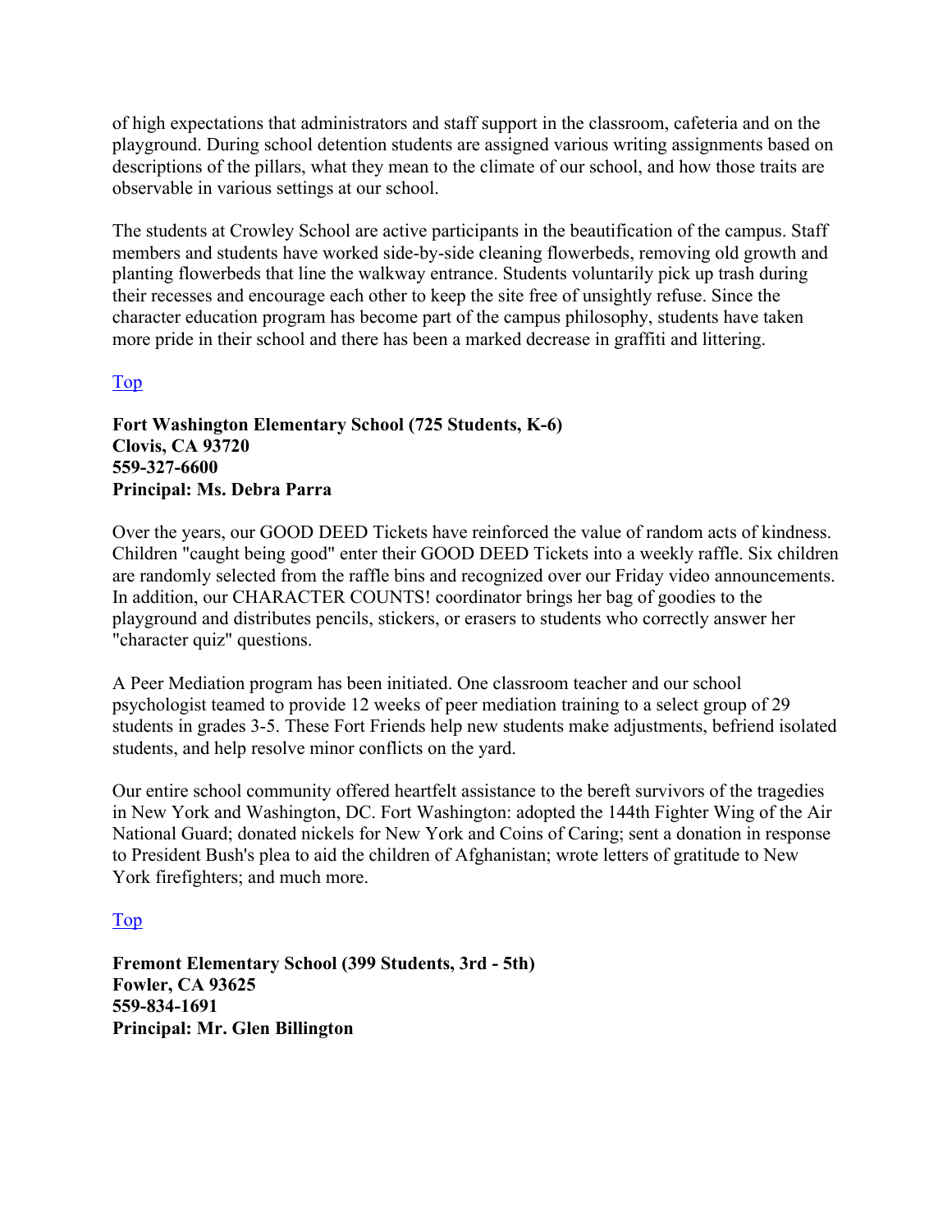of high expectations that administrators and staff support in the classroom, cafeteria and on the playground. During school detention students are assigned various writing assignments based on descriptions of the pillars, what they mean to the climate of our school, and how those traits are observable in various settings at our school.

The students at Crowley School are active participants in the beautification of the campus. Staff members and students have worked side-by-side cleaning flowerbeds, removing old growth and planting flowerbeds that line the walkway entrance. Students voluntarily pick up trash during their recesses and encourage each other to keep the site free of unsightly refuse. Since the character education program has become part of the campus philosophy, students have taken more pride in their school and there has been a marked decrease in graffiti and littering.

Top

**Fort Washington Elementary School (725 Students, K-6)**
**Clovis, CA 93720**
**559-327-6600**
**Principal: Ms. Debra Parra**

Over the years, our GOOD DEED Tickets have reinforced the value of random acts of kindness. Children "caught being good" enter their GOOD DEED Tickets into a weekly raffle. Six children are randomly selected from the raffle bins and recognized over our Friday video announcements. In addition, our CHARACTER COUNTS! coordinator brings her bag of goodies to the playground and distributes pencils, stickers, or erasers to students who correctly answer her "character quiz" questions.

A Peer Mediation program has been initiated. One classroom teacher and our school psychologist teamed to provide 12 weeks of peer mediation training to a select group of 29 students in grades 3-5. These Fort Friends help new students make adjustments, befriend isolated students, and help resolve minor conflicts on the yard.

Our entire school community offered heartfelt assistance to the bereft survivors of the tragedies in New York and Washington, DC. Fort Washington: adopted the 144th Fighter Wing of the Air National Guard; donated nickels for New York and Coins of Caring; sent a donation in response to President Bush's plea to aid the children of Afghanistan; wrote letters of gratitude to New York firefighters; and much more.

Top

**Fremont Elementary School (399 Students, 3rd - 5th)**
**Fowler, CA 93625**
**559-834-1691**
**Principal: Mr. Glen Billington**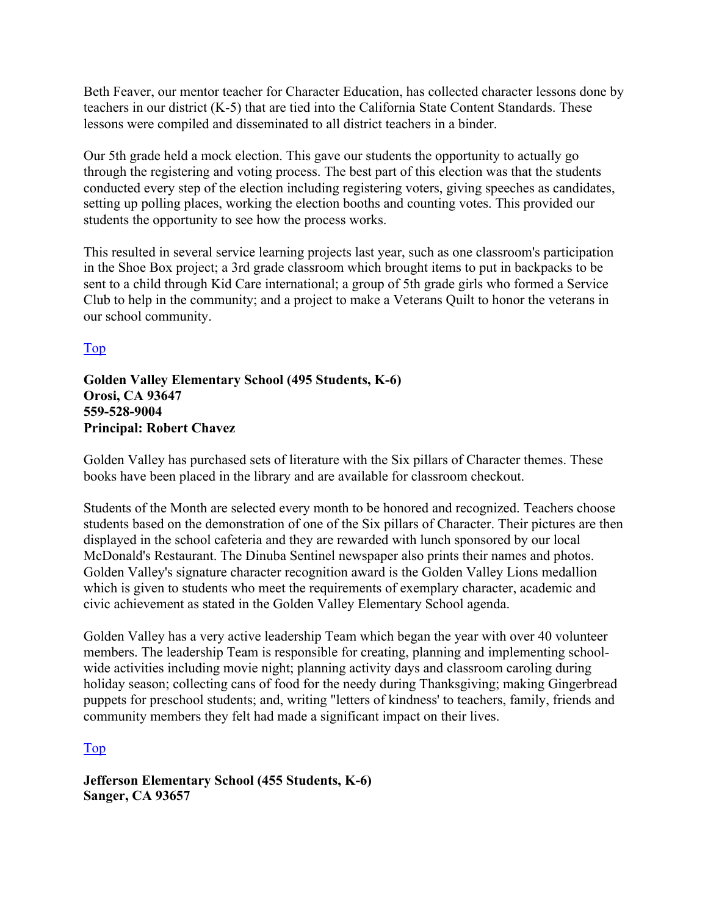Beth Feaver, our mentor teacher for Character Education, has collected character lessons done by teachers in our district (K-5) that are tied into the California State Content Standards. These lessons were compiled and disseminated to all district teachers in a binder.

Our 5th grade held a mock election. This gave our students the opportunity to actually go through the registering and voting process. The best part of this election was that the students conducted every step of the election including registering voters, giving speeches as candidates, setting up polling places, working the election booths and counting votes. This provided our students the opportunity to see how the process works.

This resulted in several service learning projects last year, such as one classroom's participation in the Shoe Box project; a 3rd grade classroom which brought items to put in backpacks to be sent to a child through Kid Care international; a group of 5th grade girls who formed a Service Club to help in the community; and a project to make a Veterans Quilt to honor the veterans in our school community.

Top

**Golden Valley Elementary School (495 Students, K-6)**
**Orosi, CA 93647**
**559-528-9004**
**Principal: Robert Chavez**

Golden Valley has purchased sets of literature with the Six pillars of Character themes. These books have been placed in the library and are available for classroom checkout.

Students of the Month are selected every month to be honored and recognized. Teachers choose students based on the demonstration of one of the Six pillars of Character. Their pictures are then displayed in the school cafeteria and they are rewarded with lunch sponsored by our local McDonald's Restaurant. The Dinuba Sentinel newspaper also prints their names and photos. Golden Valley's signature character recognition award is the Golden Valley Lions medallion which is given to students who meet the requirements of exemplary character, academic and civic achievement as stated in the Golden Valley Elementary School agenda.

Golden Valley has a very active leadership Team which began the year with over 40 volunteer members. The leadership Team is responsible for creating, planning and implementing school-wide activities including movie night; planning activity days and classroom caroling during holiday season; collecting cans of food for the needy during Thanksgiving; making Gingerbread puppets for preschool students; and, writing "letters of kindness' to teachers, family, friends and community members they felt had made a significant impact on their lives.

Top

**Jefferson Elementary School (455 Students, K-6)**
**Sanger, CA 93657**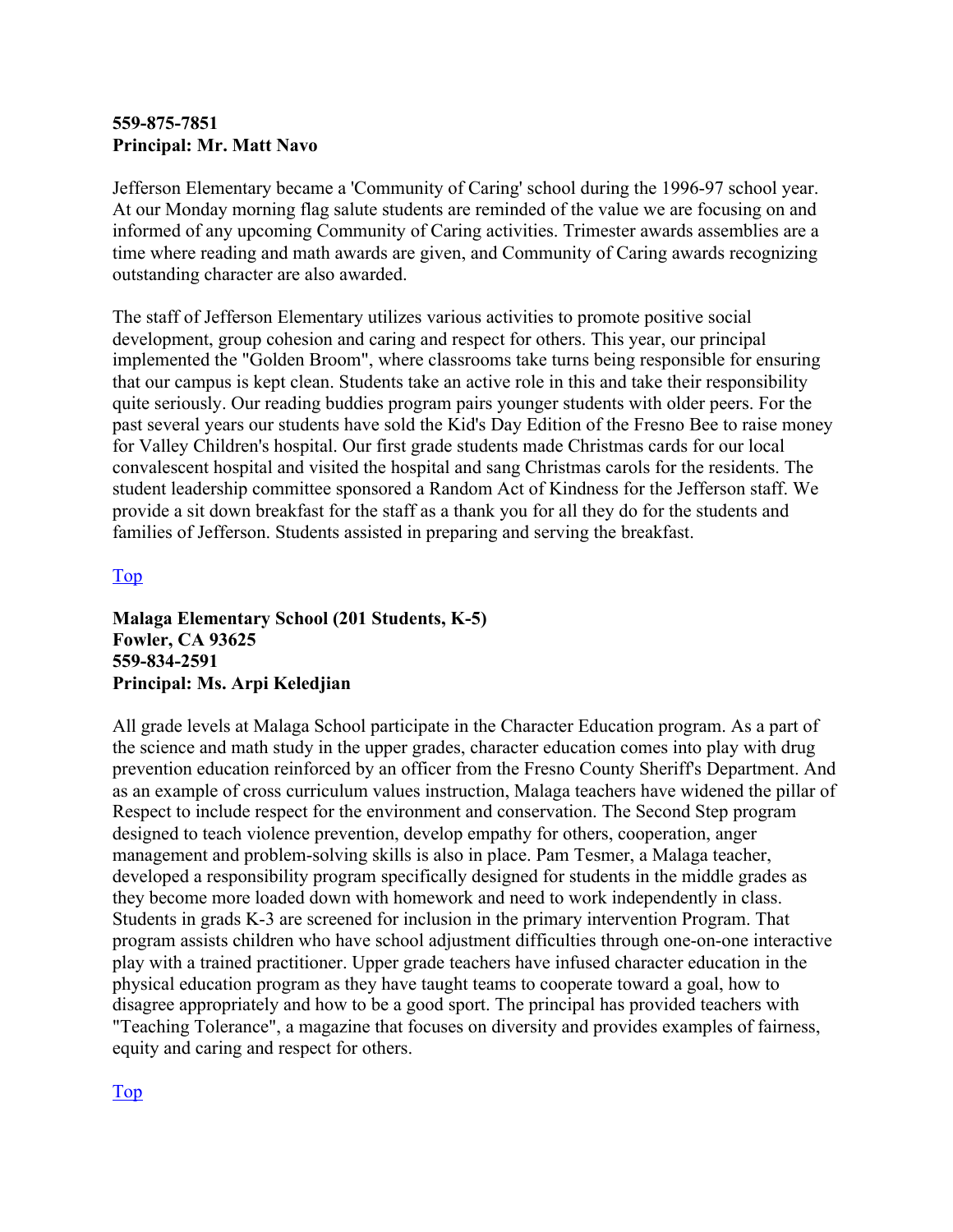**559-875-7851**
**Principal: Mr. Matt Navo**

Jefferson Elementary became a 'Community of Caring' school during the 1996-97 school year. At our Monday morning flag salute students are reminded of the value we are focusing on and informed of any upcoming Community of Caring activities. Trimester awards assemblies are a time where reading and math awards are given, and Community of Caring awards recognizing outstanding character are also awarded.

The staff of Jefferson Elementary utilizes various activities to promote positive social development, group cohesion and caring and respect for others. This year, our principal implemented the "Golden Broom", where classrooms take turns being responsible for ensuring that our campus is kept clean. Students take an active role in this and take their responsibility quite seriously. Our reading buddies program pairs younger students with older peers. For the past several years our students have sold the Kid's Day Edition of the Fresno Bee to raise money for Valley Children's hospital. Our first grade students made Christmas cards for our local convalescent hospital and visited the hospital and sang Christmas carols for the residents. The student leadership committee sponsored a Random Act of Kindness for the Jefferson staff. We provide a sit down breakfast for the staff as a thank you for all they do for the students and families of Jefferson. Students assisted in preparing and serving the breakfast.

Top

**Malaga Elementary School (201 Students, K-5)**
**Fowler, CA 93625**
**559-834-2591**
**Principal: Ms. Arpi Keledjian**

All grade levels at Malaga School participate in the Character Education program. As a part of the science and math study in the upper grades, character education comes into play with drug prevention education reinforced by an officer from the Fresno County Sheriff's Department. And as an example of cross curriculum values instruction, Malaga teachers have widened the pillar of Respect to include respect for the environment and conservation. The Second Step program designed to teach violence prevention, develop empathy for others, cooperation, anger management and problem-solving skills is also in place. Pam Tesmer, a Malaga teacher, developed a responsibility program specifically designed for students in the middle grades as they become more loaded down with homework and need to work independently in class. Students in grads K-3 are screened for inclusion in the primary intervention Program. That program assists children who have school adjustment difficulties through one-on-one interactive play with a trained practitioner. Upper grade teachers have infused character education in the physical education program as they have taught teams to cooperate toward a goal, how to disagree appropriately and how to be a good sport. The principal has provided teachers with "Teaching Tolerance", a magazine that focuses on diversity and provides examples of fairness, equity and caring and respect for others.

Top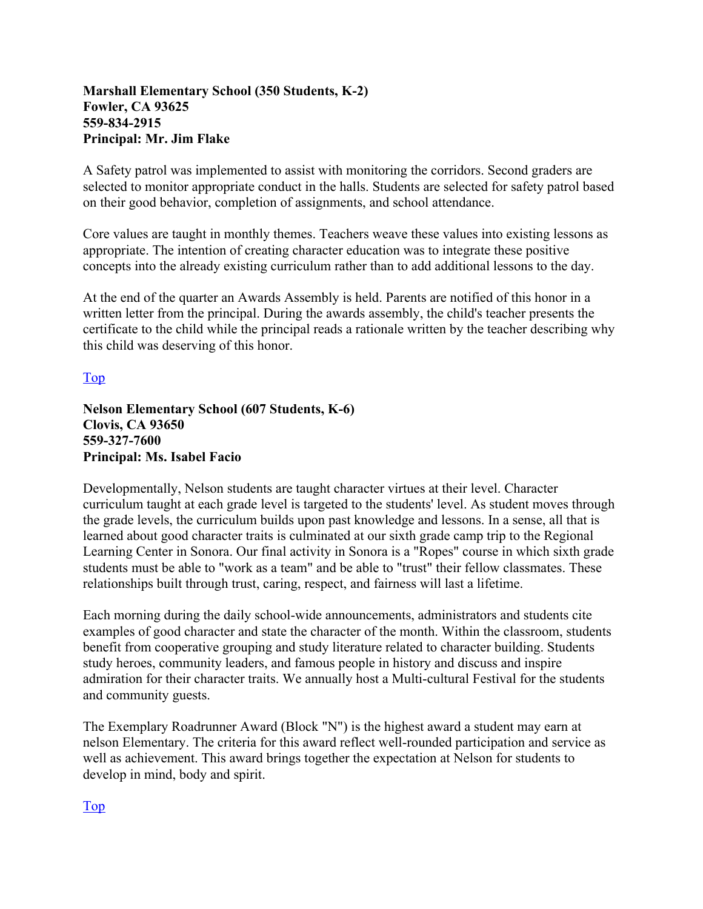**Marshall Elementary School (350 Students, K-2)**
**Fowler, CA 93625**
**559-834-2915**
**Principal: Mr. Jim Flake**

A Safety patrol was implemented to assist with monitoring the corridors. Second graders are selected to monitor appropriate conduct in the halls. Students are selected for safety patrol based on their good behavior, completion of assignments, and school attendance.

Core values are taught in monthly themes. Teachers weave these values into existing lessons as appropriate. The intention of creating character education was to integrate these positive concepts into the already existing curriculum rather than to add additional lessons to the day.

At the end of the quarter an Awards Assembly is held. Parents are notified of this honor in a written letter from the principal. During the awards assembly, the child's teacher presents the certificate to the child while the principal reads a rationale written by the teacher describing why this child was deserving of this honor.

Top

**Nelson Elementary School (607 Students, K-6)**
**Clovis, CA 93650**
**559-327-7600**
**Principal: Ms. Isabel Facio**

Developmentally, Nelson students are taught character virtues at their level. Character curriculum taught at each grade level is targeted to the students' level. As student moves through the grade levels, the curriculum builds upon past knowledge and lessons. In a sense, all that is learned about good character traits is culminated at our sixth grade camp trip to the Regional Learning Center in Sonora. Our final activity in Sonora is a "Ropes" course in which sixth grade students must be able to "work as a team" and be able to "trust" their fellow classmates. These relationships built through trust, caring, respect, and fairness will last a lifetime.

Each morning during the daily school-wide announcements, administrators and students cite examples of good character and state the character of the month. Within the classroom, students benefit from cooperative grouping and study literature related to character building. Students study heroes, community leaders, and famous people in history and discuss and inspire admiration for their character traits. We annually host a Multi-cultural Festival for the students and community guests.

The Exemplary Roadrunner Award (Block "N") is the highest award a student may earn at nelson Elementary. The criteria for this award reflect well-rounded participation and service as well as achievement. This award brings together the expectation at Nelson for students to develop in mind, body and spirit.

Top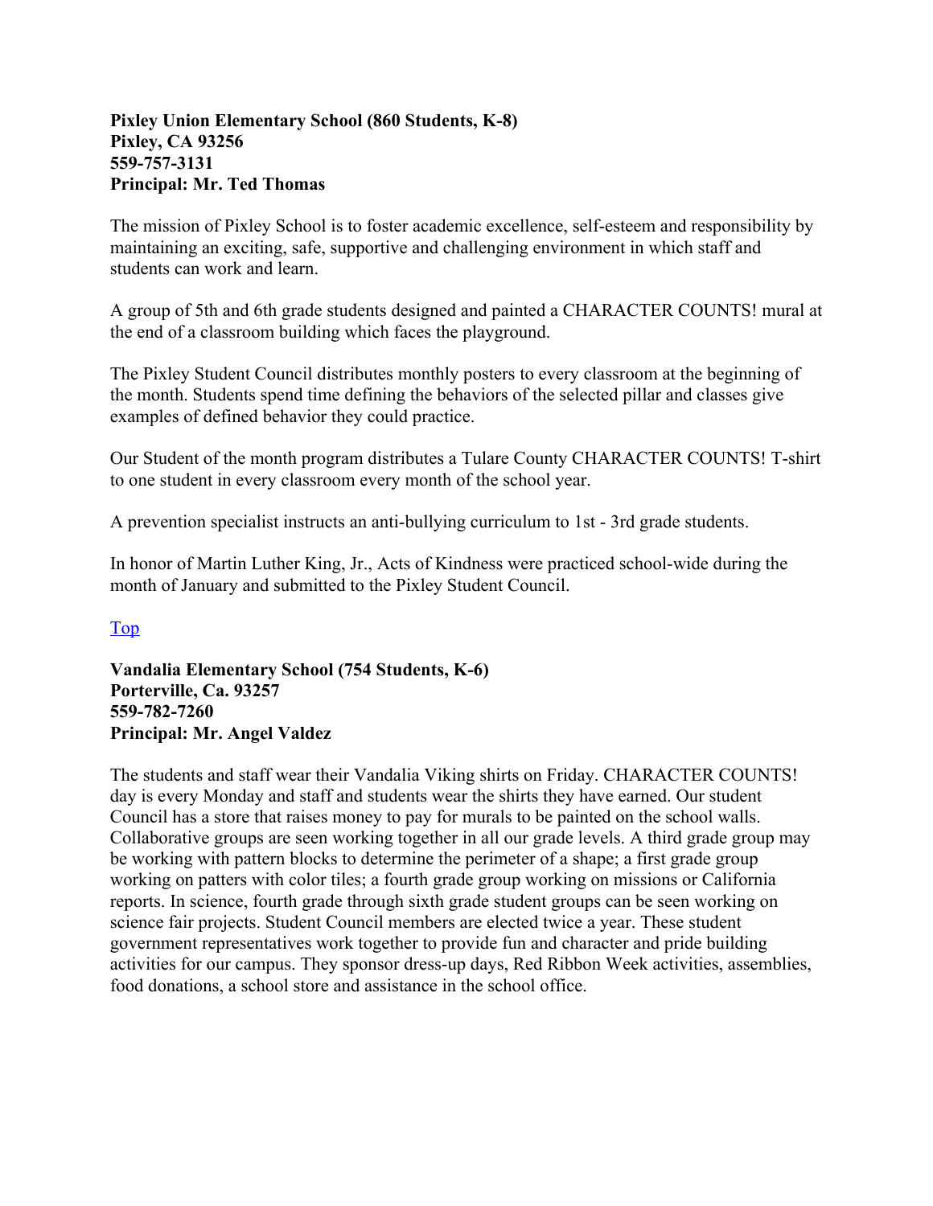**Pixley Union Elementary School (860 Students, K-8)**
**Pixley, CA 93256**
**559-757-3131**
**Principal: Mr. Ted Thomas**

The mission of Pixley School is to foster academic excellence, self-esteem and responsibility by maintaining an exciting, safe, supportive and challenging environment in which staff and students can work and learn.

A group of 5th and 6th grade students designed and painted a CHARACTER COUNTS! mural at the end of a classroom building which faces the playground.

The Pixley Student Council distributes monthly posters to every classroom at the beginning of the month. Students spend time defining the behaviors of the selected pillar and classes give examples of defined behavior they could practice.

Our Student of the month program distributes a Tulare County CHARACTER COUNTS! T-shirt to one student in every classroom every month of the school year.

A prevention specialist instructs an anti-bullying curriculum to 1st - 3rd grade students.

In honor of Martin Luther King, Jr., Acts of Kindness were practiced school-wide during the month of January and submitted to the Pixley Student Council.

Top

**Vandalia Elementary School (754 Students, K-6)**
**Porterville, Ca. 93257**
**559-782-7260**
**Principal: Mr. Angel Valdez**

The students and staff wear their Vandalia Viking shirts on Friday. CHARACTER COUNTS! day is every Monday and staff and students wear the shirts they have earned. Our student Council has a store that raises money to pay for murals to be painted on the school walls. Collaborative groups are seen working together in all our grade levels. A third grade group may be working with pattern blocks to determine the perimeter of a shape; a first grade group working on patters with color tiles; a fourth grade group working on missions or California reports. In science, fourth grade through sixth grade student groups can be seen working on science fair projects. Student Council members are elected twice a year. These student government representatives work together to provide fun and character and pride building activities for our campus. They sponsor dress-up days, Red Ribbon Week activities, assemblies, food donations, a school store and assistance in the school office.